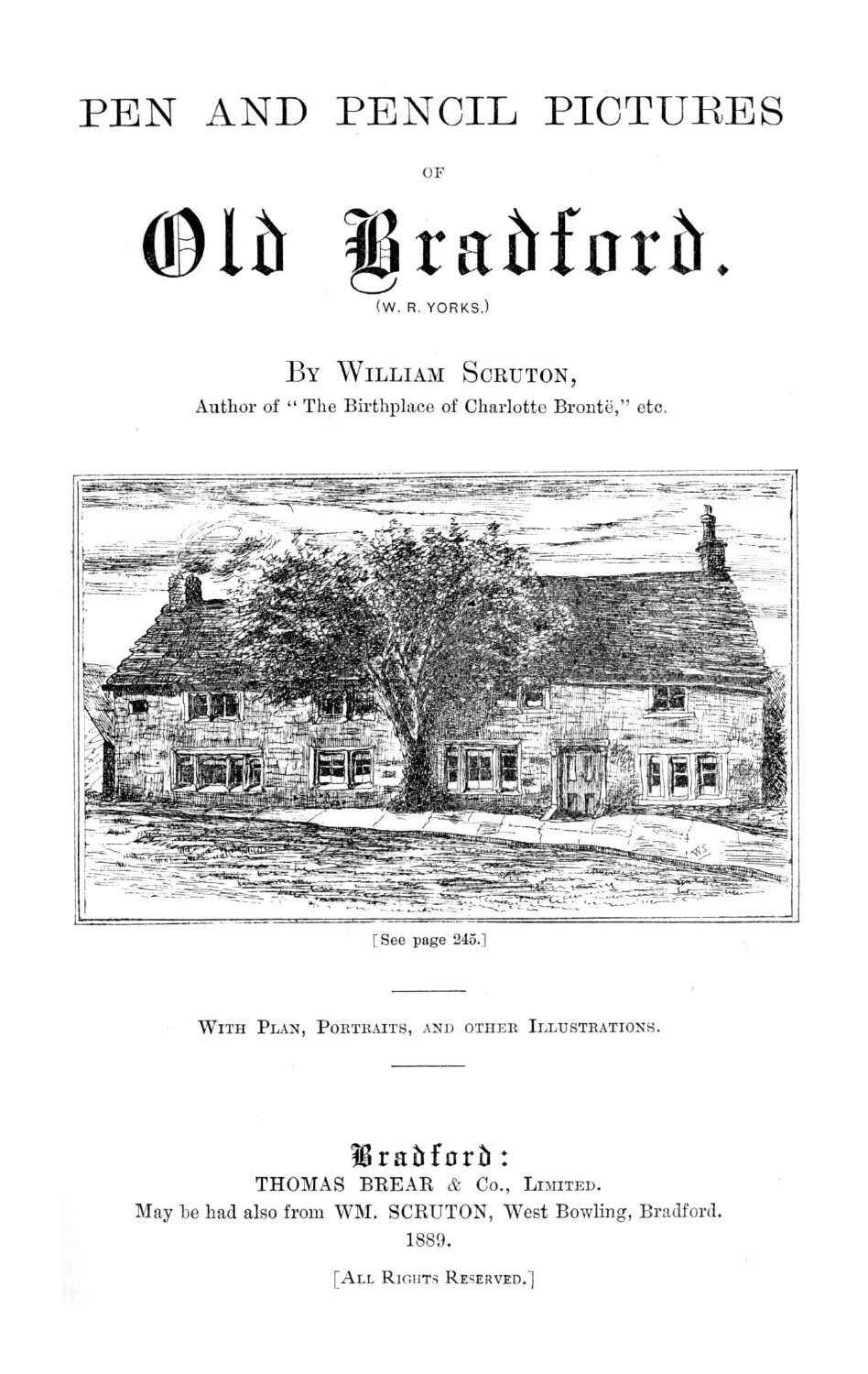# PEN AND PENCIL PICTURES

OF

# Old Bradford.

(W. R. YORKS.)

BY WILLIAM SCRUTON,

Author of "The Birthplace of Charlotte Brontë," etc.

[See page 245.]

---

WITH PLAN, PORTRAITS, AND OTHER ILLUSTRATIONS.

---

Bradford:

THOMAS BREAR & Co., LIMITED.

May be had also from WM. SCRUTON, West Bowling, Bradford.

1889.

[ALL RIGHTS RESERVED.]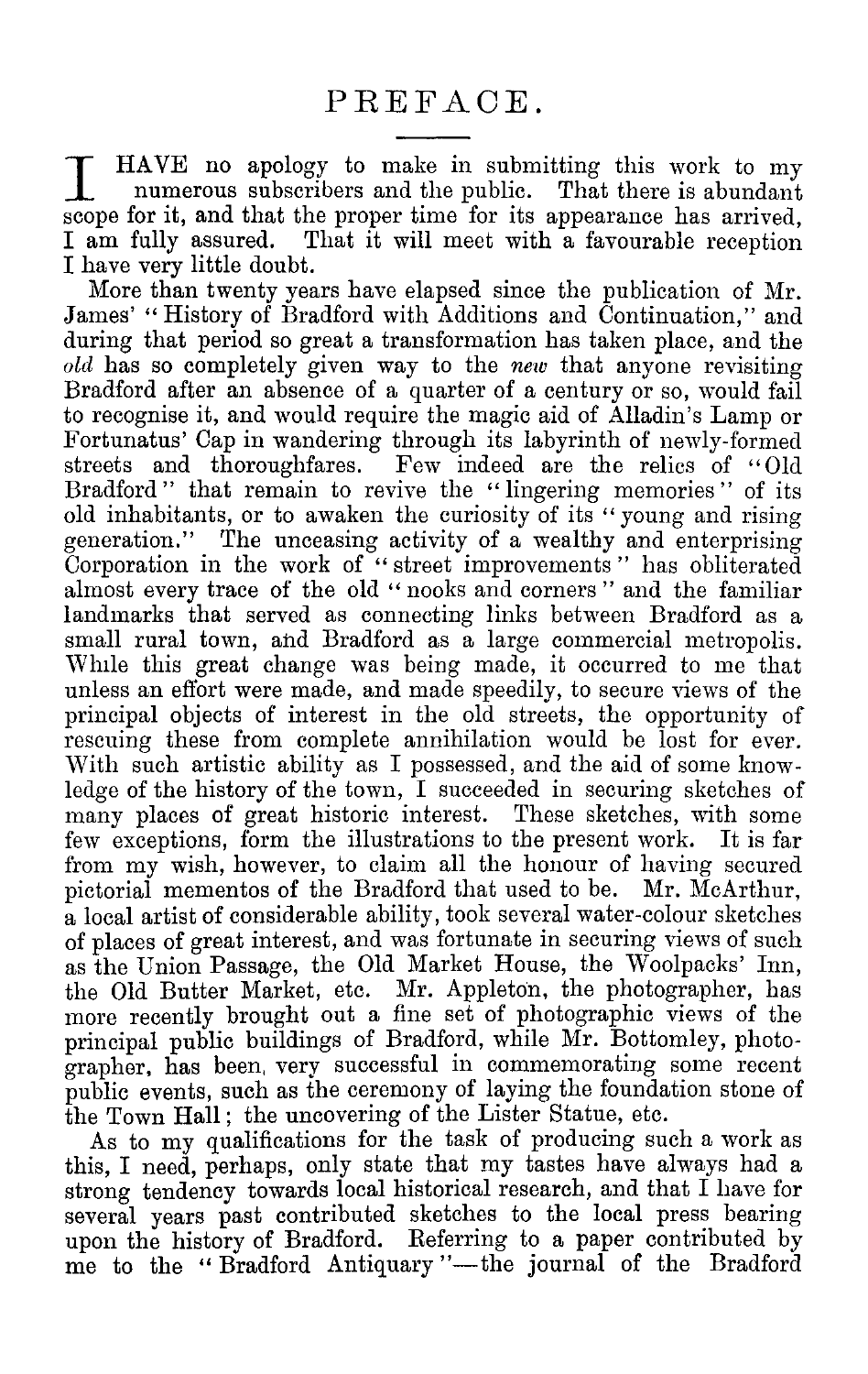# PREFACE.

I HAVE no apology to make in submitting this work to my numerous subscribers and the public. That there is abundant scope for it, and that the proper time for its appearance has arrived, I am fully assured. That it will meet with a favourable reception I have very little doubt.

More than twenty years have elapsed since the publication of Mr. James' "History of Bradford with Additions and Continuation," and during that period so great a transformation has taken place, and the *old* has so completely given way to the *new* that anyone revisiting Bradford after an absence of a quarter of a century or so, would fail to recognise it, and would require the magic aid of Alladin's Lamp or Fortunatus' Cap in wandering through its labyrinth of newly-formed streets and thoroughfares. Few indeed are the relics of "Old Bradford" that remain to revive the "lingering memories" of its old inhabitants, or to awaken the curiosity of its "young and rising generation." The unceasing activity of a wealthy and enterprising Corporation in the work of "street improvements" has obliterated almost every trace of the old "nooks and corners" and the familiar landmarks that served as connecting links between Bradford as a small rural town, and Bradford as a large commercial metropolis. While this great change was being made, it occurred to me that unless an effort were made, and made speedily, to secure views of the principal objects of interest in the old streets, the opportunity of rescuing these from complete annihilation would be lost for ever. With such artistic ability as I possessed, and the aid of some knowledge of the history of the town, I succeeded in securing sketches of many places of great historic interest. These sketches, with some few exceptions, form the illustrations to the present work. It is far from my wish, however, to claim all the honour of having secured pictorial mementos of the Bradford that used to be. Mr. McArthur, a local artist of considerable ability, took several water-colour sketches of places of great interest, and was fortunate in securing views of such as the Union Passage, the Old Market House, the Woolpacks' Inn, the Old Butter Market, etc. Mr. Appleton, the photographer, has more recently brought out a fine set of photographic views of the principal public buildings of Bradford, while Mr. Bottomley, photographer, has been, very successful in commemorating some recent public events, such as the ceremony of laying the foundation stone of the Town Hall; the uncovering of the Lister Statue, etc.

As to my qualifications for the task of producing such a work as this, I need, perhaps, only state that my tastes have always had a strong tendency towards local historical research, and that I have for several years past contributed sketches to the local press bearing upon the history of Bradford. Referring to a paper contributed by me to the "Bradford Antiquary"—the journal of the Bradford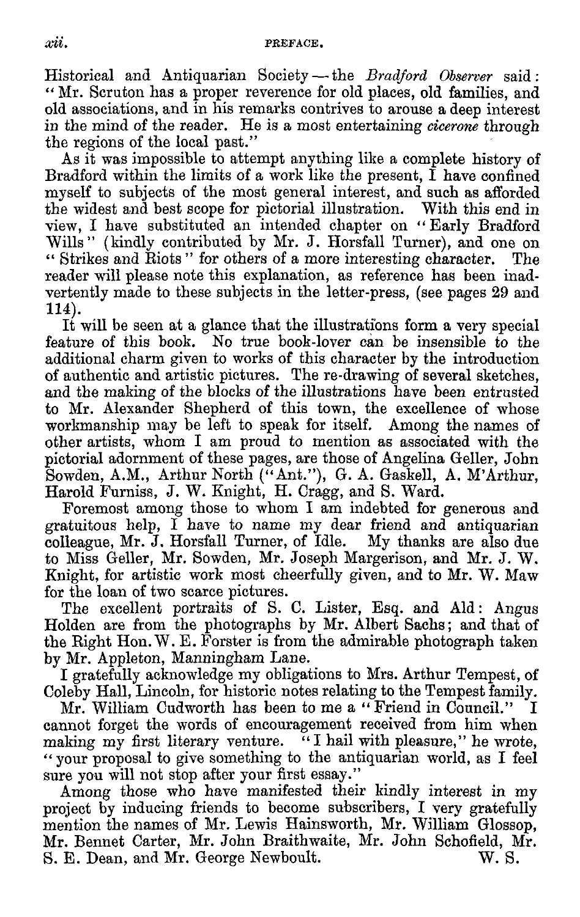Historical and Antiquarian Society — the *Bradford Observer* said: "Mr. Scruton has a proper reverence for old places, old families, and old associations, and in his remarks contrives to arouse a deep interest in the mind of the reader. He is a most entertaining *cicerone* through the regions of the local past."

As it was impossible to attempt anything like a complete history of Bradford within the limits of a work like the present, I have confined myself to subjects of the most general interest, and such as afforded the widest and best scope for pictorial illustration. With this end in view, I have substituted an intended chapter on "Early Bradford Wills" (kindly contributed by Mr. J. Horsfall Turner), and one on "Strikes and Riots" for others of a more interesting character. The reader will please note this explanation, as reference has been inadvertently made to these subjects in the letter-press, (see pages 29 and 114).

It will be seen at a glance that the illustrations form a very special feature of this book. No true book-lover can be insensible to the additional charm given to works of this character by the introduction of authentic and artistic pictures. The re-drawing of several sketches, and the making of the blocks of the illustrations have been entrusted to Mr. Alexander Shepherd of this town, the excellence of whose workmanship may be left to speak for itself. Among the names of other artists, whom I am proud to mention as associated with the pictorial adornment of these pages, are those of Angelina Geller, John Sowden, A.M., Arthur North ("Ant."), G. A. Gaskell, A. M'Arthur, Harold Furniss, J. W. Knight, H. Cragg, and S. Ward.

Foremost among those to whom I am indebted for generous and gratuitous help, I have to name my dear friend and antiquarian colleague, Mr. J. Horsfall Turner, of Idle. My thanks are also due to Miss Geller, Mr. Sowden, Mr. Joseph Margerison, and Mr. J. W. Knight, for artistic work most cheerfully given, and to Mr. W. Maw for the loan of two scarce pictures.

The excellent portraits of S. C. Lister, Esq. and Ald: Angus Holden are from the photographs by Mr. Albert Sachs; and that of the Right Hon. W. E. Forster is from the admirable photograph taken by Mr. Appleton, Manningham Lane.

I gratefully acknowledge my obligations to Mrs. Arthur Tempest, of Coleby Hall, Lincoln, for historic notes relating to the Tempest family.

Mr. William Cudworth has been to me a "Friend in Council." I cannot forget the words of encouragement received from him when making my first literary venture. "I hail with pleasure," he wrote, "your proposal to give something to the antiquarian world, as I feel sure you will not stop after your first essay."

Among those who have manifested their kindly interest in my project by inducing friends to become subscribers, I very gratefully mention the names of Mr. Lewis Hainsworth, Mr. William Glossop, Mr. Bennet Carter, Mr. John Braithwaite, Mr. John Schofield, Mr. S. E. Dean, and Mr. George Newboult.

W. S.